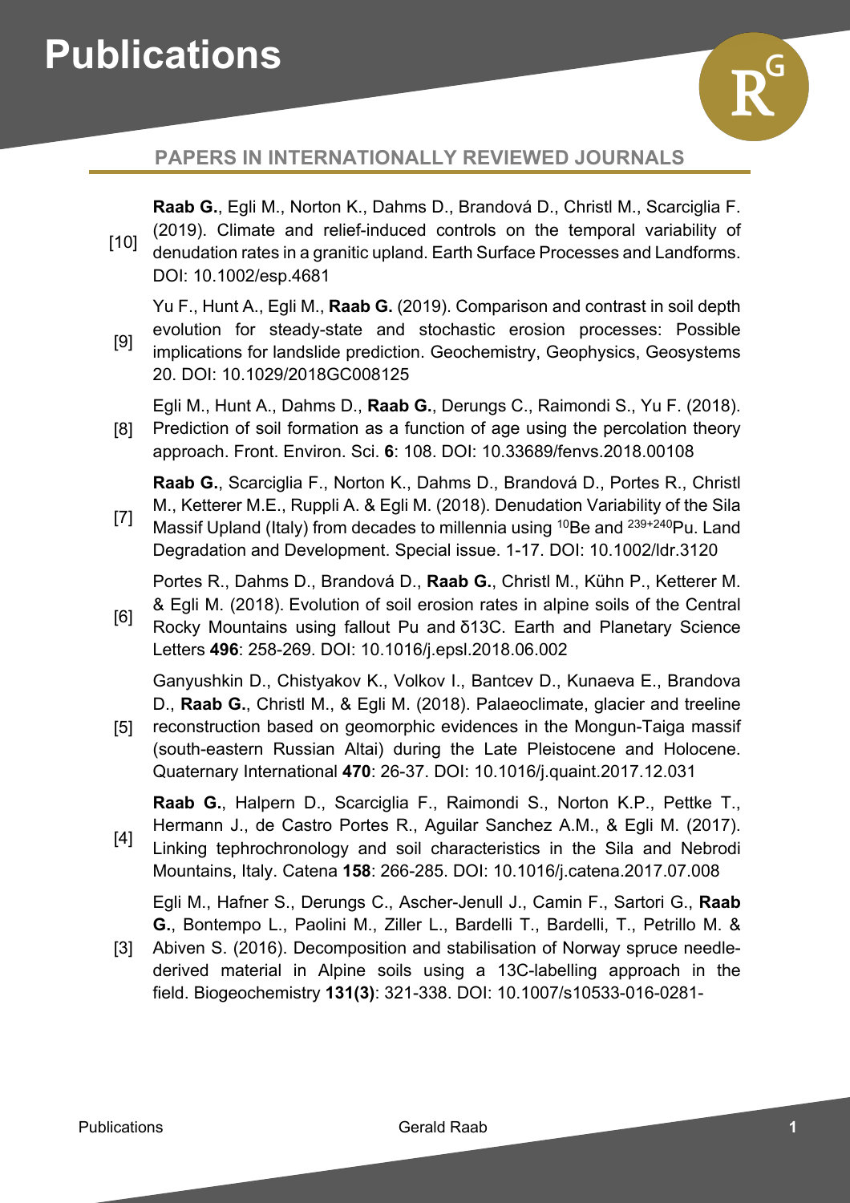# Publications

## PAPERS IN INTERNATIONALLY REVIEWED JOURNALS

[10] **Raab G.**, Egli M., Norton K., Dahms D., Brandová D., Christl M., Scarciglia F. (2019). Climate and relief-induced controls on the temporal variability of denudation rates in a granitic upland. Earth Surface Processes and Landforms. DOI: 10.1002/esp.4681

[9] Yu F., Hunt A., Egli M., **Raab G.** (2019). Comparison and contrast in soil depth evolution for steady-state and stochastic erosion processes: Possible implications for landslide prediction. Geochemistry, Geophysics, Geosystems 20. DOI: 10.1029/2018GC008125

[8] Egli M., Hunt A., Dahms D., **Raab G.**, Derungs C., Raimondi S., Yu F. (2018). Prediction of soil formation as a function of age using the percolation theory approach. Front. Environ. Sci. **6**: 108. DOI: 10.33689/fenvs.2018.00108

[7] **Raab G.**, Scarciglia F., Norton K., Dahms D., Brandová D., Portes R., Christl M., Ketterer M.E., Ruppli A. & Egli M. (2018). Denudation Variability of the Sila Massif Upland (Italy) from decades to millennia using $^{10}$Be and $^{239+240}$Pu. Land Degradation and Development. Special issue. 1-17. DOI: 10.1002/ldr.3120

[6] Portes R., Dahms D., Brandová D., **Raab G.**, Christl M., Kühn P., Ketterer M. & Egli M. (2018). Evolution of soil erosion rates in alpine soils of the Central Rocky Mountains using fallout Pu and δ13C. Earth and Planetary Science Letters **496**: 258-269. DOI: 10.1016/j.epsl.2018.06.002

[5] Ganyushkin D., Chistyakov K., Volkov I., Bantcev D., Kunaeva E., Brandova D., **Raab G.**, Christl M., & Egli M. (2018). Palaeoclimate, glacier and treeline reconstruction based on geomorphic evidences in the Mongun-Taiga massif (south-eastern Russian Altai) during the Late Pleistocene and Holocene. Quaternary International **470**: 26-37. DOI: 10.1016/j.quaint.2017.12.031

[4] **Raab G.**, Halpern D., Scarciglia F., Raimondi S., Norton K.P., Pettke T., Hermann J., de Castro Portes R., Aguilar Sanchez A.M., & Egli M. (2017). Linking tephrochronology and soil characteristics in the Sila and Nebrodi Mountains, Italy. Catena **158**: 266-285. DOI: 10.1016/j.catena.2017.07.008

[3] Egli M., Hafner S., Derungs C., Ascher-Jenull J., Camin F., Sartori G., **Raab G.**, Bontempo L., Paolini M., Ziller L., Bardelli T., Bardelli, T., Petrillo M. & Abiven S. (2016). Decomposition and stabilisation of Norway spruce needle-derived material in Alpine soils using a 13C-labelling approach in the field. Biogeochemistry **131(3)**: 321-338. DOI: 10.1007/s10533-016-0281-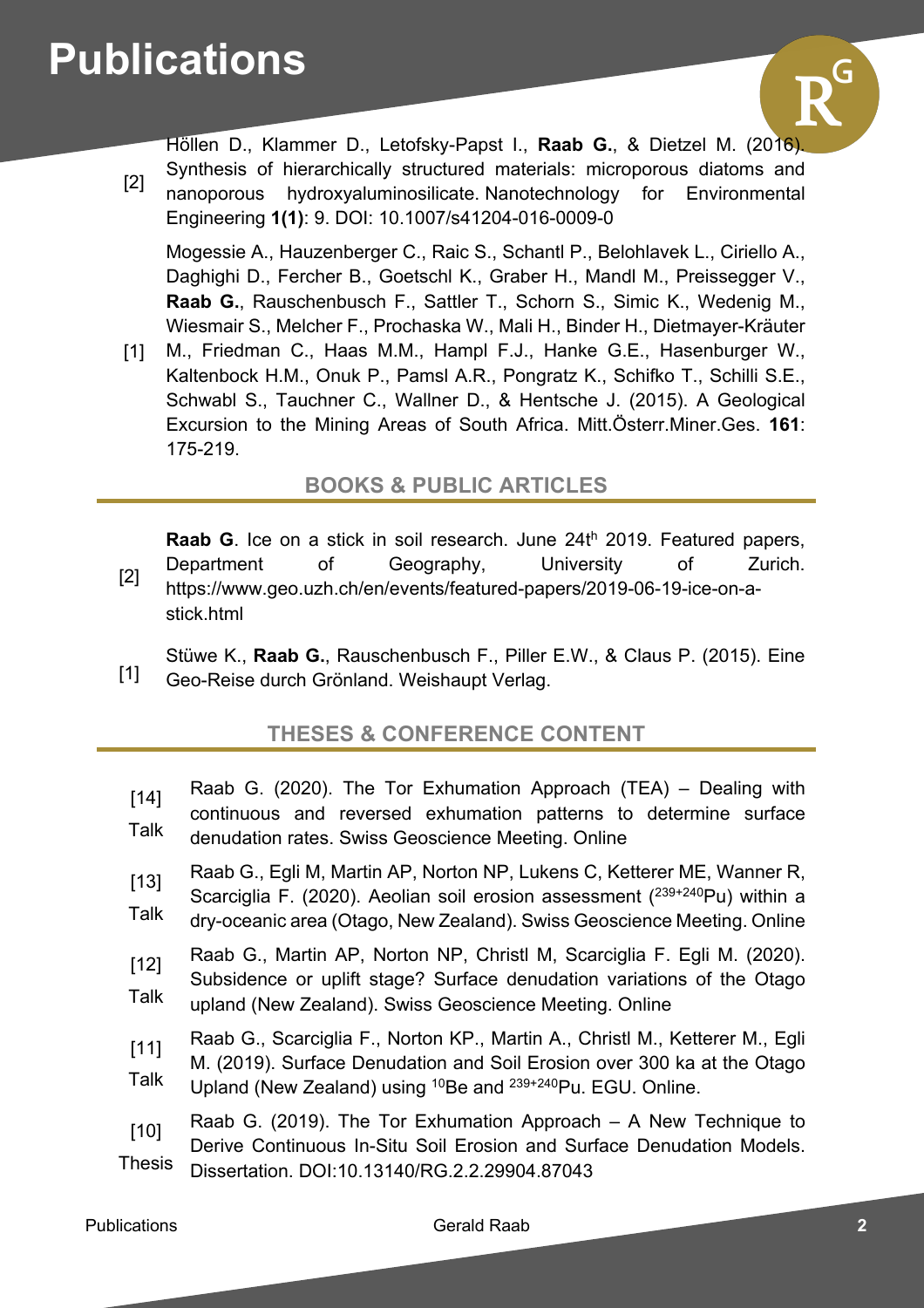# Publications

[2] Höllen D., Klammer D., Letofsky-Papst I., **Raab G.**, & Dietzel M. (2016). Synthesis of hierarchically structured materials: microporous diatoms and nanoporous hydroxyaluminosilicate. Nanotechnology for Environmental Engineering **1(1)**: 9. DOI: 10.1007/s41204-016-0009-0

[1] Mogessie A., Hauzenberger C., Raic S., Schantl P., Belohlavek L., Ciriello A., Daghighi D., Fercher B., Goetschl K., Graber H., Mandl M., Preissegger V., **Raab G.**, Rauschenbusch F., Sattler T., Schorn S., Simic K., Wedenig M., Wiesmair S., Melcher F., Prochaska W., Mali H., Binder H., Dietmayer-Kräuter M., Friedman C., Haas M.M., Hampl F.J., Hanke G.E., Hasenburger W., Kaltenbock H.M., Onuk P., Pamsl A.R., Pongratz K., Schifko T., Schilli S.E., Schwabl S., Tauchner C., Wallner D., & Hentsche J. (2015). A Geological Excursion to the Mining Areas of South Africa. Mitt.Österr.Miner.Ges. **161**: 175-219.

## BOOKS & PUBLIC ARTICLES

[2] **Raab G**. Ice on a stick in soil research. June 24th 2019. Featured papers, Department of Geography, University of Zurich. https://www.geo.uzh.ch/en/events/featured-papers/2019-06-19-ice-on-a-stick.html

[1] Stüwe K., **Raab G.**, Rauschenbusch F., Piller E.W., & Claus P. (2015). Eine Geo-Reise durch Grönland. Weishaupt Verlag.

## THESES & CONFERENCE CONTENT

[14] Talk — Raab G. (2020). The Tor Exhumation Approach (TEA) – Dealing with continuous and reversed exhumation patterns to determine surface denudation rates. Swiss Geoscience Meeting. Online

[13] Talk — Raab G., Egli M, Martin AP, Norton NP, Lukens C, Ketterer ME, Wanner R, Scarciglia F. (2020). Aeolian soil erosion assessment ($^{239+240}$Pu) within a dry-oceanic area (Otago, New Zealand). Swiss Geoscience Meeting. Online

[12] Talk — Raab G., Martin AP, Norton NP, Christl M, Scarciglia F. Egli M. (2020). Subsidence or uplift stage? Surface denudation variations of the Otago upland (New Zealand). Swiss Geoscience Meeting. Online

[11] Talk — Raab G., Scarciglia F., Norton KP., Martin A., Christl M., Ketterer M., Egli M. (2019). Surface Denudation and Soil Erosion over 300 ka at the Otago Upland (New Zealand) using $^{10}$Be and $^{239+240}$Pu. EGU. Online.

[10] Thesis — Raab G. (2019). The Tor Exhumation Approach – A New Technique to Derive Continuous In-Situ Soil Erosion and Surface Denudation Models. Dissertation. DOI:10.13140/RG.2.2.29904.87043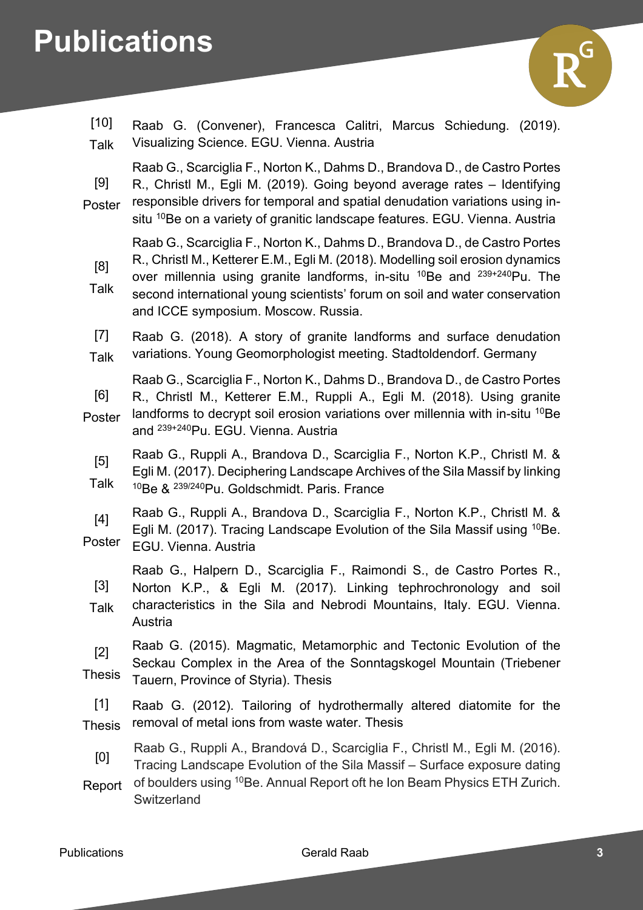# Publications

[10] Talk — Raab G. (Convener), Francesca Calitri, Marcus Schiedung. (2019). Visualizing Science. EGU. Vienna. Austria

[9] Poster — Raab G., Scarciglia F., Norton K., Dahms D., Brandova D., de Castro Portes R., Christl M., Egli M. (2019). Going beyond average rates – Identifying responsible drivers for temporal and spatial denudation variations using in-situ $^{10}$Be on a variety of granitic landscape features. EGU. Vienna. Austria

[8] Talk — Raab G., Scarciglia F., Norton K., Dahms D., Brandova D., de Castro Portes R., Christl M., Ketterer E.M., Egli M. (2018). Modelling soil erosion dynamics over millennia using granite landforms, in-situ $^{10}$Be and $^{239+240}$Pu. The second international young scientists' forum on soil and water conservation and ICCE symposium. Moscow. Russia.

[7] Talk — Raab G. (2018). A story of granite landforms and surface denudation variations. Young Geomorphologist meeting. Stadtoldendorf. Germany

[6] Poster — Raab G., Scarciglia F., Norton K., Dahms D., Brandova D., de Castro Portes R., Christl M., Ketterer E.M., Ruppli A., Egli M. (2018). Using granite landforms to decrypt soil erosion variations over millennia with in-situ $^{10}$Be and $^{239+240}$Pu. EGU. Vienna. Austria

[5] Talk — Raab G., Ruppli A., Brandova D., Scarciglia F., Norton K.P., Christl M. & Egli M. (2017). Deciphering Landscape Archives of the Sila Massif by linking $^{10}$Be & $^{239/240}$Pu. Goldschmidt. Paris. France

[4] Poster — Raab G., Ruppli A., Brandova D., Scarciglia F., Norton K.P., Christl M. & Egli M. (2017). Tracing Landscape Evolution of the Sila Massif using $^{10}$Be. EGU. Vienna. Austria

[3] Talk — Raab G., Halpern D., Scarciglia F., Raimondi S., de Castro Portes R., Norton K.P., & Egli M. (2017). Linking tephrochronology and soil characteristics in the Sila and Nebrodi Mountains, Italy. EGU. Vienna. Austria

[2] Thesis — Raab G. (2015). Magmatic, Metamorphic and Tectonic Evolution of the Seckau Complex in the Area of the Sonntagskogel Mountain (Triebener Tauern, Province of Styria). Thesis

[1] Thesis — Raab G. (2012). Tailoring of hydrothermally altered diatomite for the removal of metal ions from waste water. Thesis

[0] Report — Raab G., Ruppli A., Brandová D., Scarciglia F., Christl M., Egli M. (2016). Tracing Landscape Evolution of the Sila Massif – Surface exposure dating of boulders using $^{10}$Be. Annual Report oft he Ion Beam Physics ETH Zurich. Switzerland